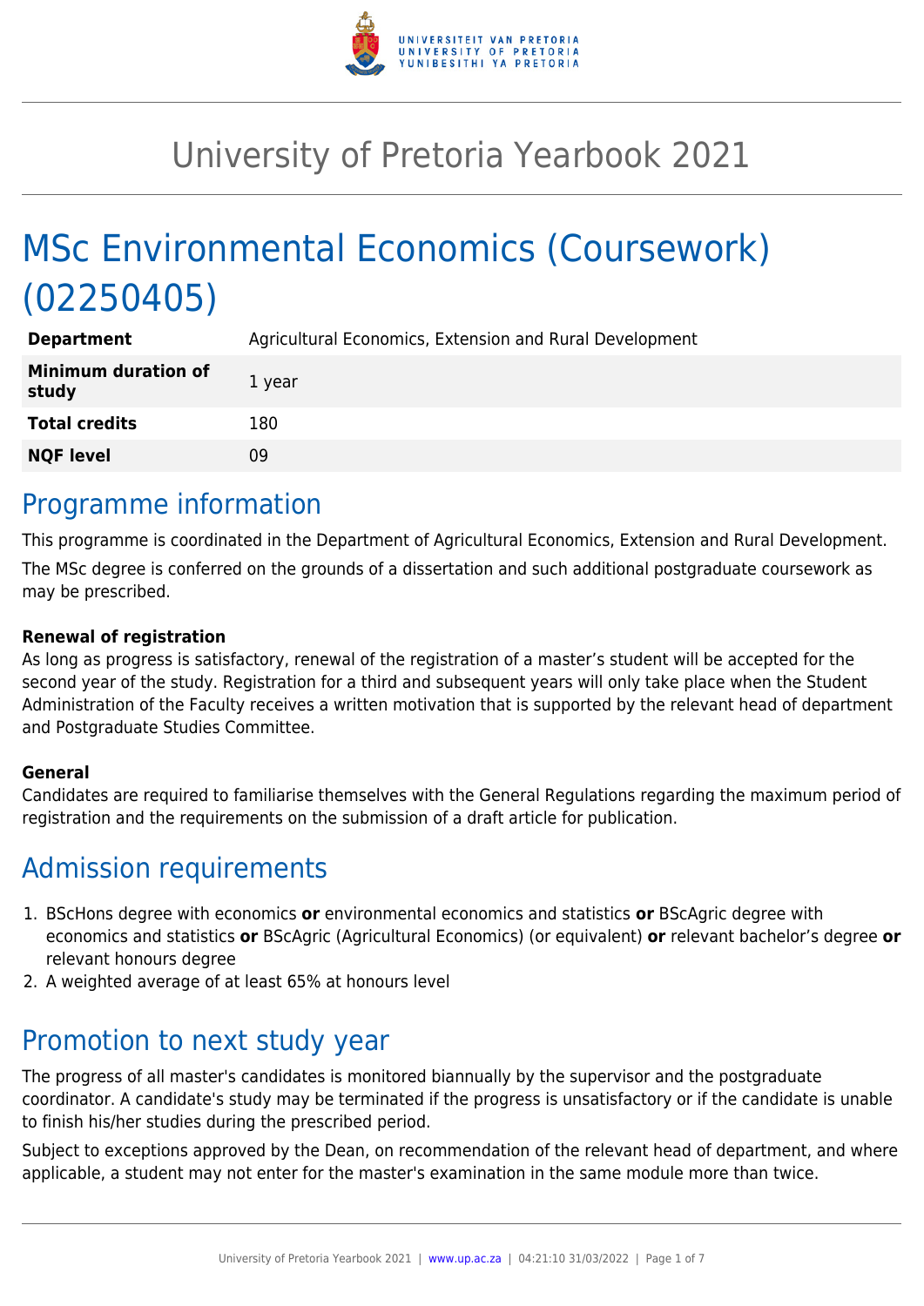# University of Pretoria Yearbook 2021

# MSc Environmental Economics (Coursework) (02250405)

| | |
|---|---|
| **Department** | Agricultural Economics, Extension and Rural Development |
| **Minimum duration of study** | 1 year |
| **Total credits** | 180 |
| **NQF level** | 09 |

## Programme information

This programme is coordinated in the Department of Agricultural Economics, Extension and Rural Development.

The MSc degree is conferred on the grounds of a dissertation and such additional postgraduate coursework as may be prescribed.

**Renewal of registration**

As long as progress is satisfactory, renewal of the registration of a master's student will be accepted for the second year of the study. Registration for a third and subsequent years will only take place when the Student Administration of the Faculty receives a written motivation that is supported by the relevant head of department and Postgraduate Studies Committee.

**General**

Candidates are required to familiarise themselves with the General Regulations regarding the maximum period of registration and the requirements on the submission of a draft article for publication.

## Admission requirements

1. BScHons degree with economics **or** environmental economics and statistics **or** BScAgric degree with economics and statistics **or** BScAgric (Agricultural Economics) (or equivalent) **or** relevant bachelor's degree **or** relevant honours degree
2. A weighted average of at least 65% at honours level

## Promotion to next study year

The progress of all master's candidates is monitored biannually by the supervisor and the postgraduate coordinator. A candidate's study may be terminated if the progress is unsatisfactory or if the candidate is unable to finish his/her studies during the prescribed period.

Subject to exceptions approved by the Dean, on recommendation of the relevant head of department, and where applicable, a student may not enter for the master's examination in the same module more than twice.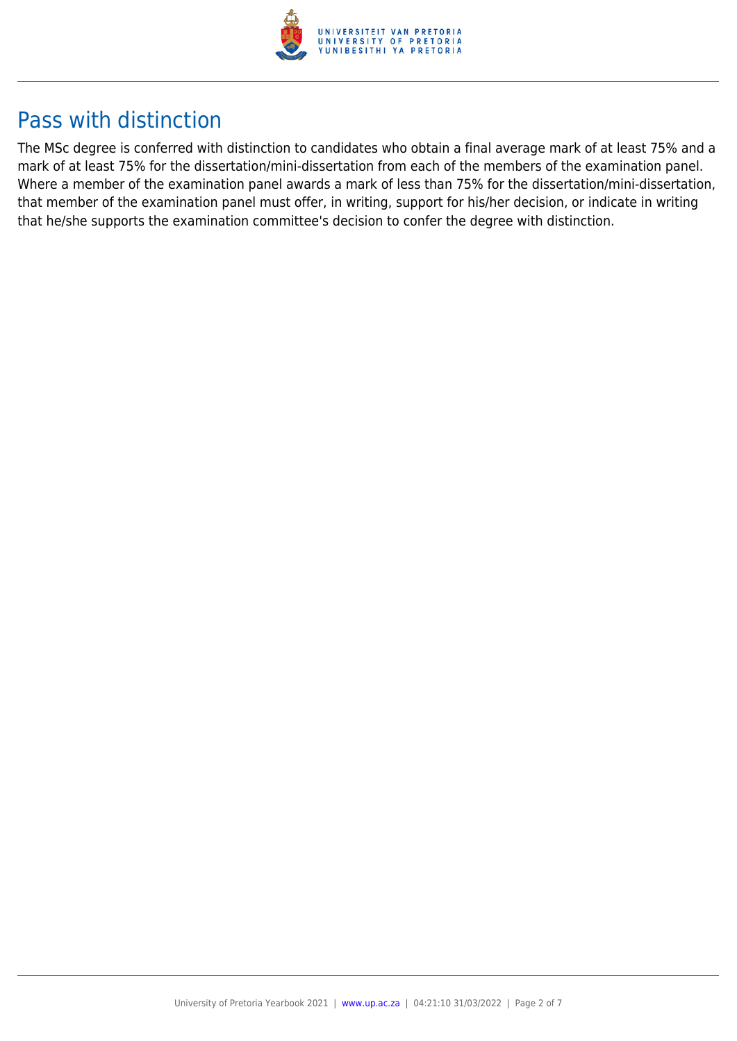## Pass with distinction

The MSc degree is conferred with distinction to candidates who obtain a final average mark of at least 75% and a mark of at least 75% for the dissertation/mini-dissertation from each of the members of the examination panel. Where a member of the examination panel awards a mark of less than 75% for the dissertation/mini-dissertation, that member of the examination panel must offer, in writing, support for his/her decision, or indicate in writing that he/she supports the examination committee's decision to confer the degree with distinction.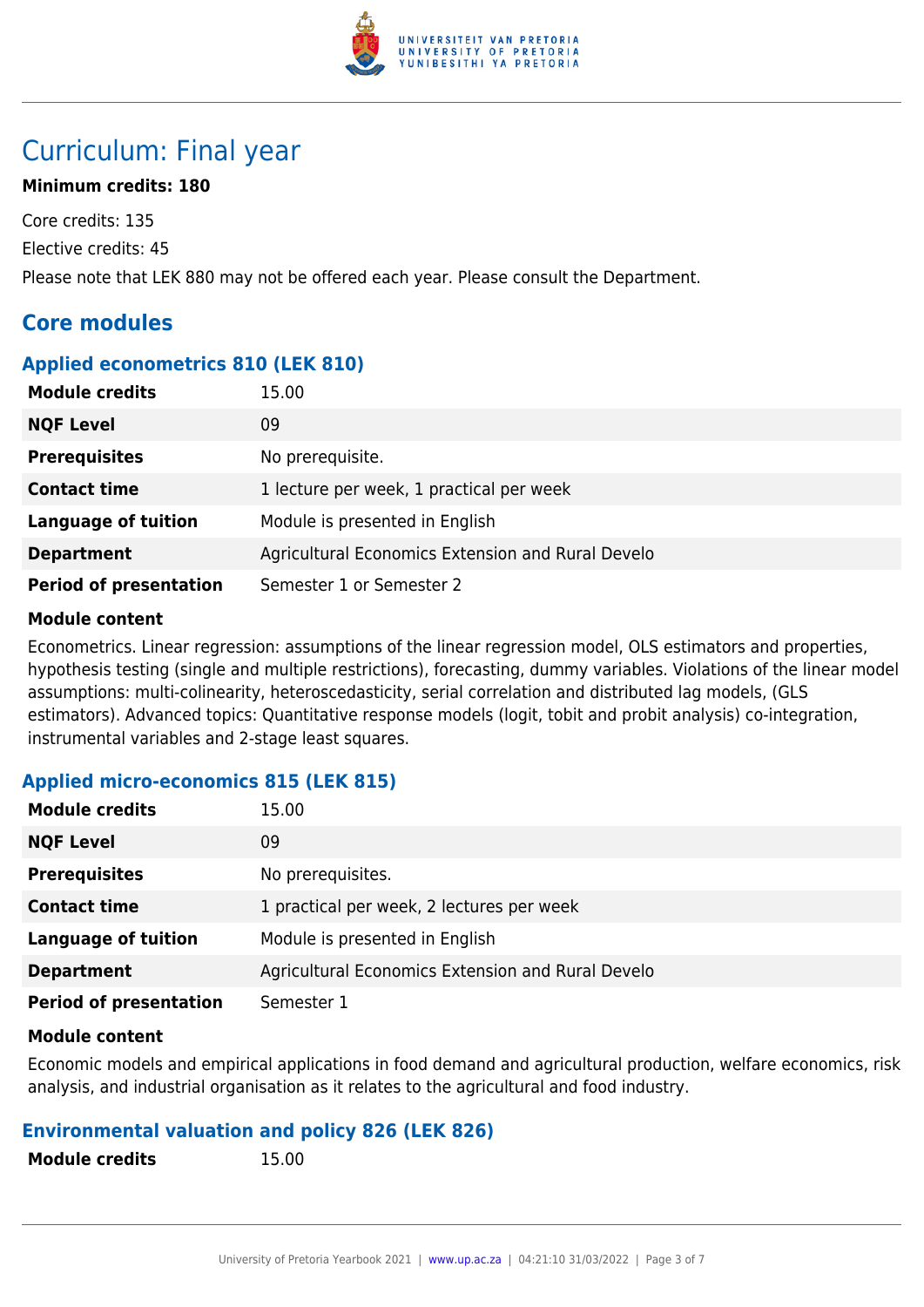# Curriculum: Final year

**Minimum credits: 180**

Core credits: 135

Elective credits: 45

Please note that LEK 880 may not be offered each year. Please consult the Department.

## Core modules

### Applied econometrics 810 (LEK 810)

| | |
|---|---|
| **Module credits** | 15.00 |
| **NQF Level** | 09 |
| **Prerequisites** | No prerequisite. |
| **Contact time** | 1 lecture per week, 1 practical per week |
| **Language of tuition** | Module is presented in English |
| **Department** | Agricultural Economics Extension and Rural Develo |
| **Period of presentation** | Semester 1 or Semester 2 |

**Module content**

Econometrics. Linear regression: assumptions of the linear regression model, OLS estimators and properties, hypothesis testing (single and multiple restrictions), forecasting, dummy variables. Violations of the linear model assumptions: multi-colinearity, heteroscedasticity, serial correlation and distributed lag models, (GLS estimators). Advanced topics: Quantitative response models (logit, tobit and probit analysis) co-integration, instrumental variables and 2-stage least squares.

### Applied micro-economics 815 (LEK 815)

| | |
|---|---|
| **Module credits** | 15.00 |
| **NQF Level** | 09 |
| **Prerequisites** | No prerequisites. |
| **Contact time** | 1 practical per week, 2 lectures per week |
| **Language of tuition** | Module is presented in English |
| **Department** | Agricultural Economics Extension and Rural Develo |
| **Period of presentation** | Semester 1 |

**Module content**

Economic models and empirical applications in food demand and agricultural production, welfare economics, risk analysis, and industrial organisation as it relates to the agricultural and food industry.

### Environmental valuation and policy 826 (LEK 826)

| | |
|---|---|
| **Module credits** | 15.00 |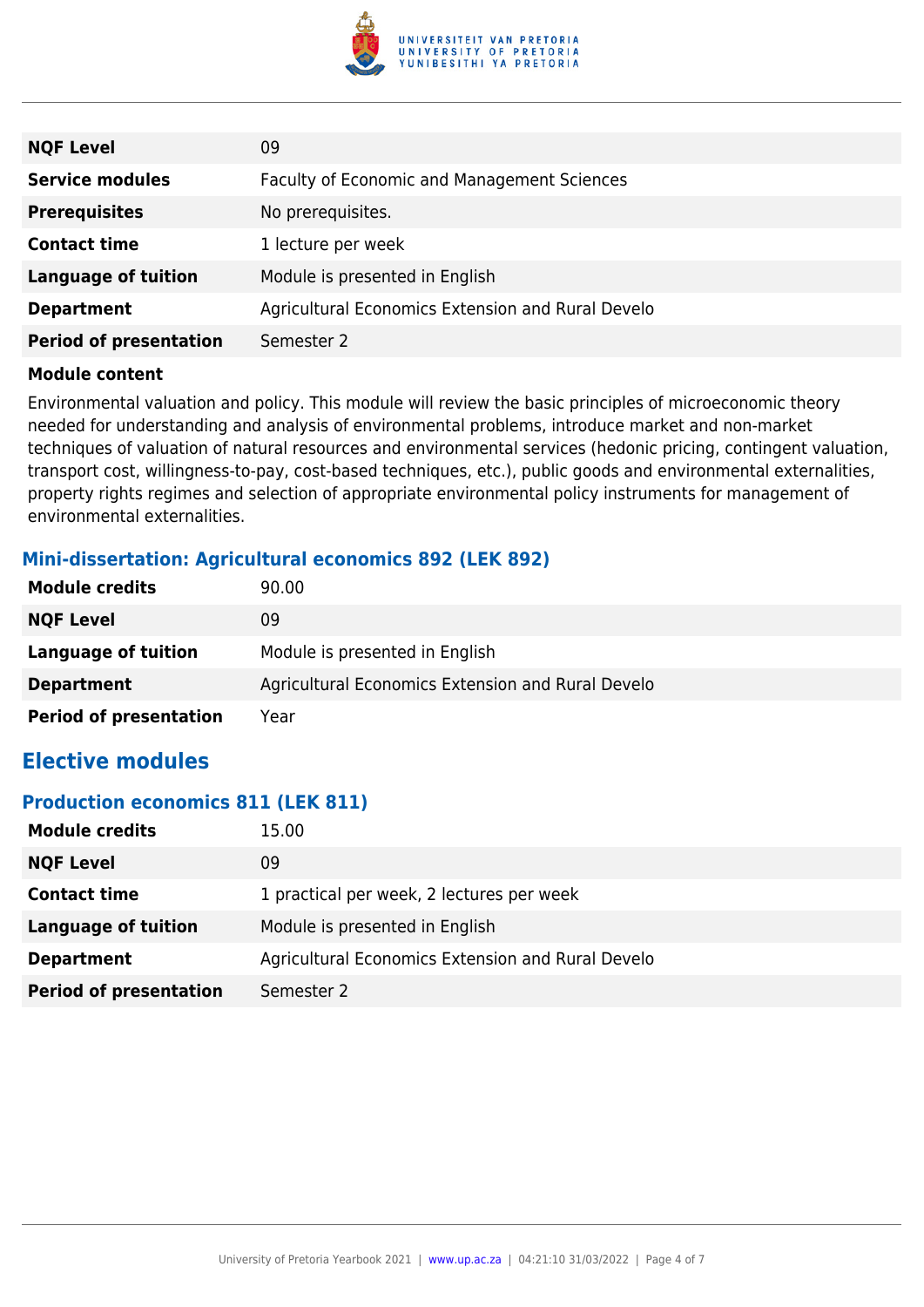| | |
|---|---|
| **NQF Level** | 09 |
| **Service modules** | Faculty of Economic and Management Sciences |
| **Prerequisites** | No prerequisites. |
| **Contact time** | 1 lecture per week |
| **Language of tuition** | Module is presented in English |
| **Department** | Agricultural Economics Extension and Rural Develo |
| **Period of presentation** | Semester 2 |

**Module content**

Environmental valuation and policy. This module will review the basic principles of microeconomic theory needed for understanding and analysis of environmental problems, introduce market and non-market techniques of valuation of natural resources and environmental services (hedonic pricing, contingent valuation, transport cost, willingness-to-pay, cost-based techniques, etc.), public goods and environmental externalities, property rights regimes and selection of appropriate environmental policy instruments for management of environmental externalities.

### Mini-dissertation: Agricultural economics 892 (LEK 892)

| | |
|---|---|
| **Module credits** | 90.00 |
| **NQF Level** | 09 |
| **Language of tuition** | Module is presented in English |
| **Department** | Agricultural Economics Extension and Rural Develo |
| **Period of presentation** | Year |

## Elective modules

### Production economics 811 (LEK 811)

| | |
|---|---|
| **Module credits** | 15.00 |
| **NQF Level** | 09 |
| **Contact time** | 1 practical per week, 2 lectures per week |
| **Language of tuition** | Module is presented in English |
| **Department** | Agricultural Economics Extension and Rural Develo |
| **Period of presentation** | Semester 2 |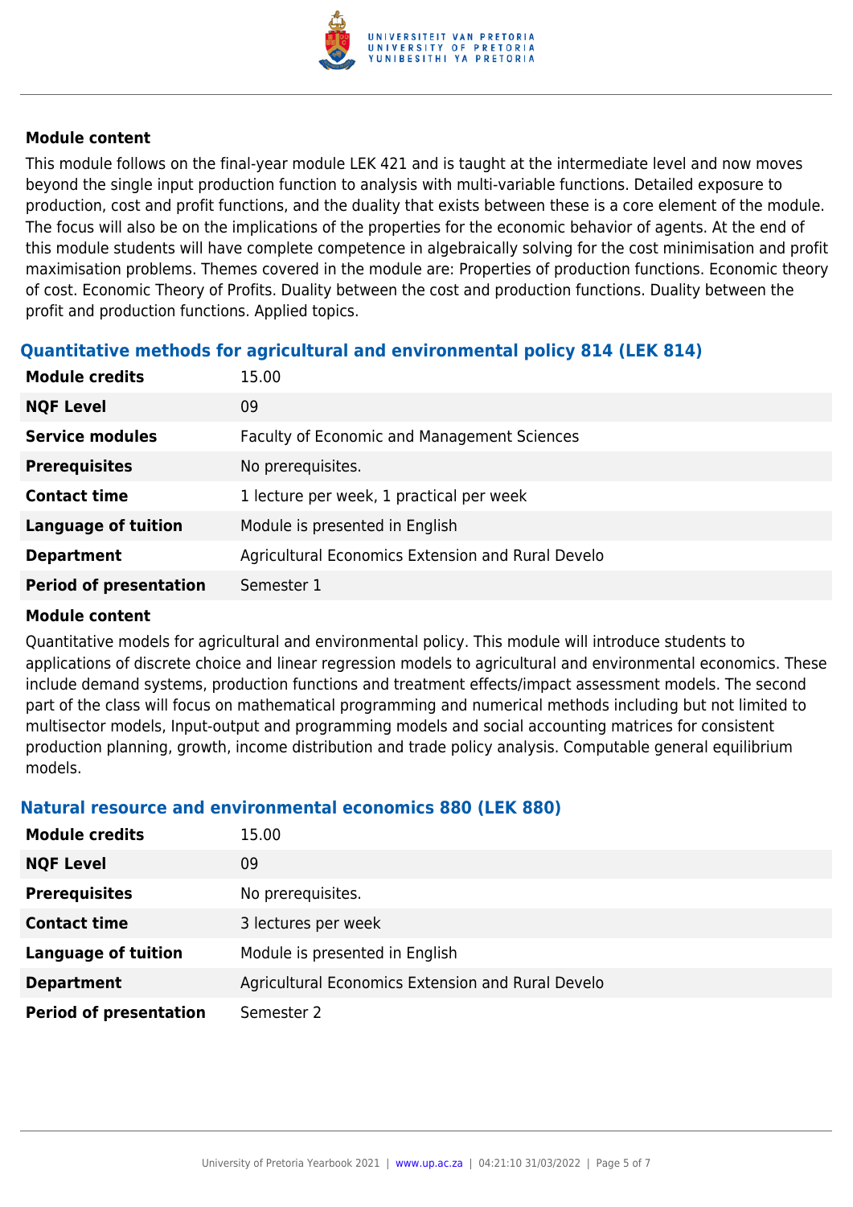**Module content**

This module follows on the final-year module LEK 421 and is taught at the intermediate level and now moves beyond the single input production function to analysis with multi-variable functions. Detailed exposure to production, cost and profit functions, and the duality that exists between these is a core element of the module. The focus will also be on the implications of the properties for the economic behavior of agents. At the end of this module students will have complete competence in algebraically solving for the cost minimisation and profit maximisation problems. Themes covered in the module are: Properties of production functions. Economic theory of cost. Economic Theory of Profits. Duality between the cost and production functions. Duality between the profit and production functions. Applied topics.

### Quantitative methods for agricultural and environmental policy 814 (LEK 814)

| | |
|---|---|
| **Module credits** | 15.00 |
| **NQF Level** | 09 |
| **Service modules** | Faculty of Economic and Management Sciences |
| **Prerequisites** | No prerequisites. |
| **Contact time** | 1 lecture per week, 1 practical per week |
| **Language of tuition** | Module is presented in English |
| **Department** | Agricultural Economics Extension and Rural Develo |
| **Period of presentation** | Semester 1 |

**Module content**

Quantitative models for agricultural and environmental policy. This module will introduce students to applications of discrete choice and linear regression models to agricultural and environmental economics. These include demand systems, production functions and treatment effects/impact assessment models. The second part of the class will focus on mathematical programming and numerical methods including but not limited to multisector models, Input-output and programming models and social accounting matrices for consistent production planning, growth, income distribution and trade policy analysis. Computable general equilibrium models.

### Natural resource and environmental economics 880 (LEK 880)

| | |
|---|---|
| **Module credits** | 15.00 |
| **NQF Level** | 09 |
| **Prerequisites** | No prerequisites. |
| **Contact time** | 3 lectures per week |
| **Language of tuition** | Module is presented in English |
| **Department** | Agricultural Economics Extension and Rural Develo |
| **Period of presentation** | Semester 2 |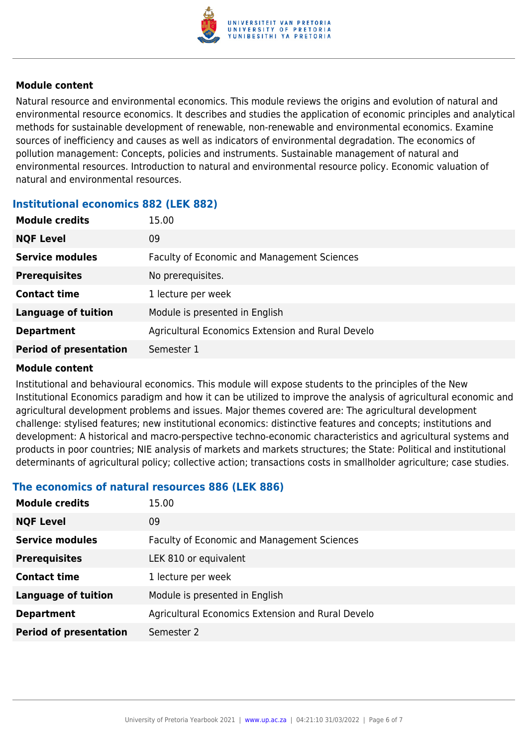#### Module content

Natural resource and environmental economics. This module reviews the origins and evolution of natural and environmental resource economics. It describes and studies the application of economic principles and analytical methods for sustainable development of renewable, non-renewable and environmental economics. Examine sources of inefficiency and causes as well as indicators of environmental degradation. The economics of pollution management: Concepts, policies and instruments. Sustainable management of natural and environmental resources. Introduction to natural and environmental resource policy. Economic valuation of natural and environmental resources.

### Institutional economics 882 (LEK 882)

| | |
|---|---|
| **Module credits** | 15.00 |
| **NQF Level** | 09 |
| **Service modules** | Faculty of Economic and Management Sciences |
| **Prerequisites** | No prerequisites. |
| **Contact time** | 1 lecture per week |
| **Language of tuition** | Module is presented in English |
| **Department** | Agricultural Economics Extension and Rural Develo |
| **Period of presentation** | Semester 1 |

#### Module content

Institutional and behavioural economics. This module will expose students to the principles of the New Institutional Economics paradigm and how it can be utilized to improve the analysis of agricultural economic and agricultural development problems and issues. Major themes covered are: The agricultural development challenge: stylised features; new institutional economics: distinctive features and concepts; institutions and development: A historical and macro-perspective techno-economic characteristics and agricultural systems and products in poor countries; NIE analysis of markets and markets structures; the State: Political and institutional determinants of agricultural policy; collective action; transactions costs in smallholder agriculture; case studies.

### The economics of natural resources 886 (LEK 886)

| | |
|---|---|
| **Module credits** | 15.00 |
| **NQF Level** | 09 |
| **Service modules** | Faculty of Economic and Management Sciences |
| **Prerequisites** | LEK 810 or equivalent |
| **Contact time** | 1 lecture per week |
| **Language of tuition** | Module is presented in English |
| **Department** | Agricultural Economics Extension and Rural Develo |
| **Period of presentation** | Semester 2 |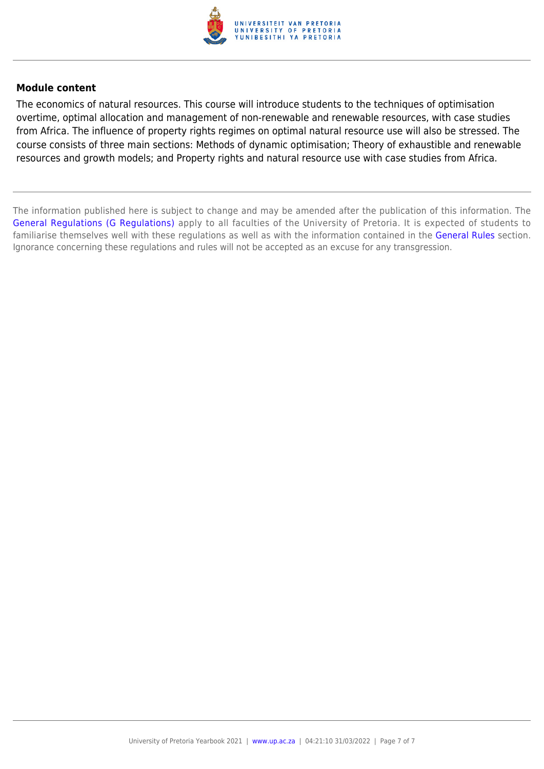**Module content**

The economics of natural resources. This course will introduce students to the techniques of optimisation overtime, optimal allocation and management of non-renewable and renewable resources, with case studies from Africa. The influence of property rights regimes on optimal natural resource use will also be stressed. The course consists of three main sections: Methods of dynamic optimisation; Theory of exhaustible and renewable resources and growth models; and Property rights and natural resource use with case studies from Africa.

The information published here is subject to change and may be amended after the publication of this information. The General Regulations (G Regulations) apply to all faculties of the University of Pretoria. It is expected of students to familiarise themselves well with these regulations as well as with the information contained in the General Rules section. Ignorance concerning these regulations and rules will not be accepted as an excuse for any transgression.